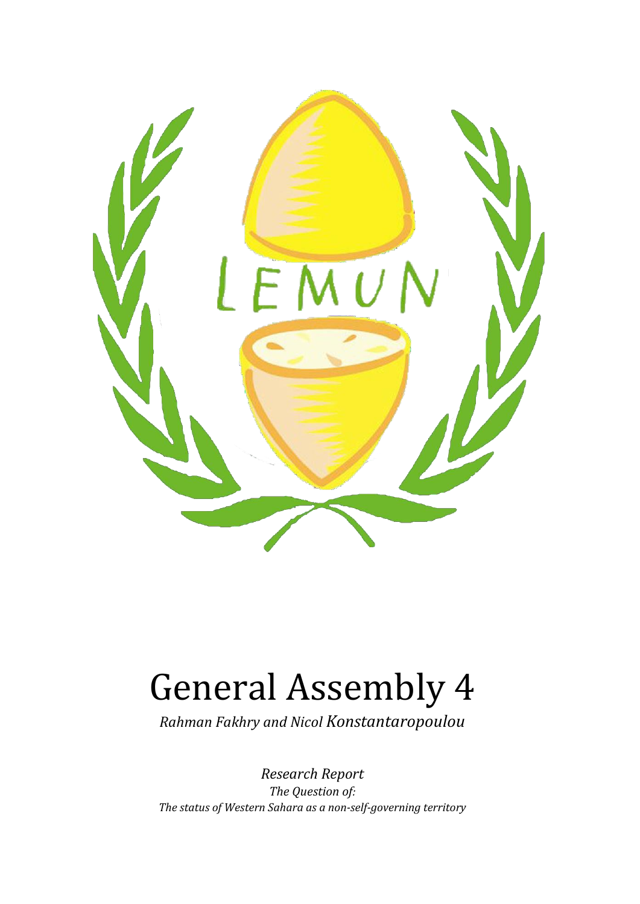# General Assembly 4

*Rahman Fakhry and Nicol Konstantaropoulou*

*Research Report*

*The Question of:*

*The status of Western Sahara as a non-self-governing territory*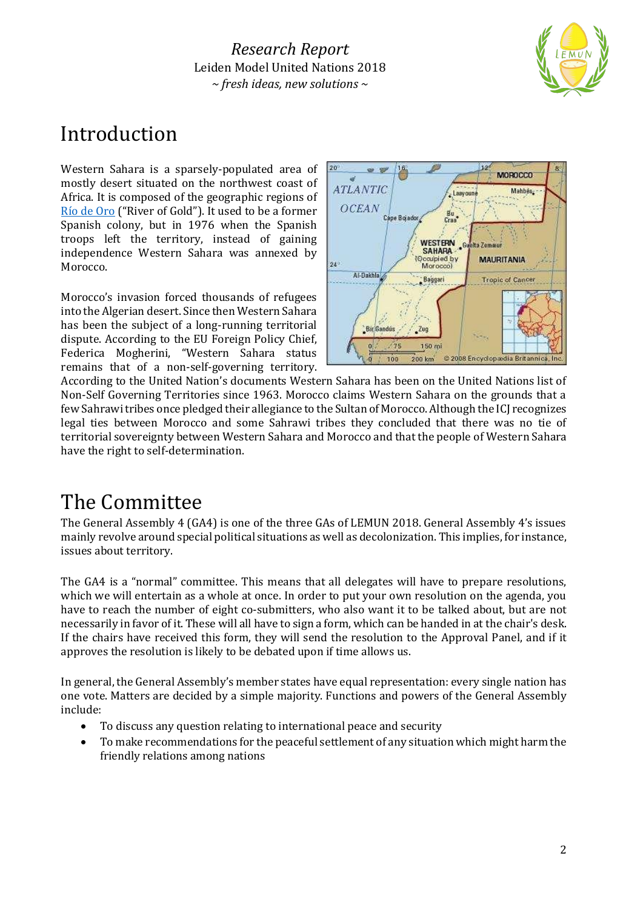# Introduction

Western Sahara is a sparsely-populated area of mostly desert situated on the northwest coast of Africa. It is composed of the geographic regions of Río de Oro ("River of Gold"). It used to be a former Spanish colony, but in 1976 when the Spanish troops left the territory, instead of gaining independence Western Sahara was annexed by Morocco.

Morocco's invasion forced thousands of refugees into the Algerian desert. Since then Western Sahara has been the subject of a long-running territorial dispute. According to the EU Foreign Policy Chief, Federica Mogherini, "Western Sahara status remains that of a non-self-governing territory. According to the United Nation's documents Western Sahara has been on the United Nations list of Non-Self Governing Territories since 1963. Morocco claims Western Sahara on the grounds that a few Sahrawi tribes once pledged their allegiance to the Sultan of Morocco. Although the ICJ recognizes legal ties between Morocco and some Sahrawi tribes they concluded that there was no tie of territorial sovereignty between Western Sahara and Morocco and that the people of Western Sahara have the right to self-determination.

# The Committee

The General Assembly 4 (GA4) is one of the three GAs of LEMUN 2018. General Assembly 4's issues mainly revolve around special political situations as well as decolonization. This implies, for instance, issues about territory.

The GA4 is a "normal" committee. This means that all delegates will have to prepare resolutions, which we will entertain as a whole at once. In order to put your own resolution on the agenda, you have to reach the number of eight co-submitters, who also want it to be talked about, but are not necessarily in favor of it. These will all have to sign a form, which can be handed in at the chair's desk. If the chairs have received this form, they will send the resolution to the Approval Panel, and if it approves the resolution is likely to be debated upon if time allows us.

In general, the General Assembly's member states have equal representation: every single nation has one vote. Matters are decided by a simple majority. Functions and powers of the General Assembly include:

- To discuss any question relating to international peace and security
- To make recommendations for the peaceful settlement of any situation which might harm the friendly relations among nations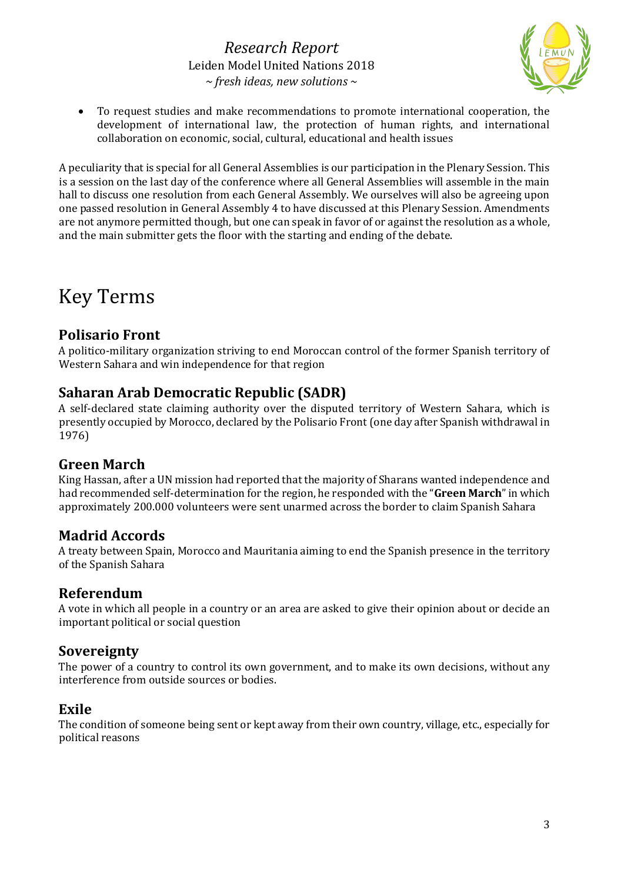- To request studies and make recommendations to promote international cooperation, the development of international law, the protection of human rights, and international collaboration on economic, social, cultural, educational and health issues

A peculiarity that is special for all General Assemblies is our participation in the Plenary Session. This is a session on the last day of the conference where all General Assemblies will assemble in the main hall to discuss one resolution from each General Assembly. We ourselves will also be agreeing upon one passed resolution in General Assembly 4 to have discussed at this Plenary Session. Amendments are not anymore permitted though, but one can speak in favor of or against the resolution as a whole, and the main submitter gets the floor with the starting and ending of the debate.

# Key Terms

## Polisario Front

A politico-military organization striving to end Moroccan control of the former Spanish territory of Western Sahara and win independence for that region

## Saharan Arab Democratic Republic (SADR)

A self-declared state claiming authority over the disputed territory of Western Sahara, which is presently occupied by Morocco, declared by the Polisario Front (one day after Spanish withdrawal in 1976)

## Green March

King Hassan, after a UN mission had reported that the majority of Sharans wanted independence and had recommended self-determination for the region, he responded with the "**Green March**" in which approximately 200.000 volunteers were sent unarmed across the border to claim Spanish Sahara

## Madrid Accords

A treaty between Spain, Morocco and Mauritania aiming to end the Spanish presence in the territory of the Spanish Sahara

## Referendum

A vote in which all people in a country or an area are asked to give their opinion about or decide an important political or social question

## Sovereignty

The power of a country to control its own government, and to make its own decisions, without any interference from outside sources or bodies.

## Exile

The condition of someone being sent or kept away from their own country, village, etc., especially for political reasons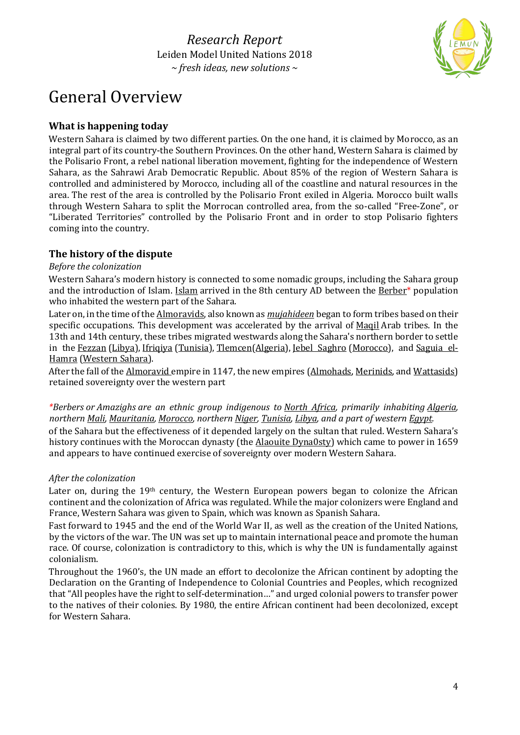## General Overview

### What is happening today

Western Sahara is claimed by two different parties. On the one hand, it is claimed by Morocco, as an integral part of its country-the Southern Provinces. On the other hand, Western Sahara is claimed by the Polisario Front, a rebel national liberation movement, fighting for the independence of Western Sahara, as the Sahrawi Arab Democratic Republic. About 85% of the region of Western Sahara is controlled and administered by Morocco, including all of the coastline and natural resources in the area. The rest of the area is controlled by the Polisario Front exiled in Algeria. Morocco built walls through Western Sahara to split the Morrocan controlled area, from the so-called "Free-Zone", or "Liberated Territories" controlled by the Polisario Front and in order to stop Polisario fighters coming into the country.

### The history of the dispute

*Before the colonization*

Western Sahara's modern history is connected to some nomadic groups, including the Sahara group and the introduction of Islam. Islam arrived in the 8th century AD between the Berber* population who inhabited the western part of the Sahara.

Later on, in the time of the Almoravids, also known as *mujahideen* began to form tribes based on their specific occupations. This development was accelerated by the arrival of Maqil Arab tribes. In the 13th and 14th century, these tribes migrated westwards along the Sahara's northern border to settle in the Fezzan (Libya), Ifriqiya (Tunisia), Tlemcen(Algeria), Jebel Saghro (Morocco), and Saguia el-Hamra (Western Sahara).

After the fall of the Almoravid empire in 1147, the new empires (Almohads, Merinids, and Wattasids) retained sovereignty over the western part of the Sahara but the effectiveness of it depended largely on the sultan that ruled. Western Sahara's history continues with the Moroccan dynasty (the Alaouite Dyna0sty) which came to power in 1659 and appears to have continued exercise of sovereignty over modern Western Sahara.

**Berbers or Amazighs are an ethnic group indigenous to North Africa, primarily inhabiting Algeria, northern Mali, Mauritania, Morocco, northern Niger, Tunisia, Libya, and a part of western Egypt.*

*After the colonization*

Later on, during the 19th century, the Western European powers began to colonize the African continent and the colonization of Africa was regulated. While the major colonizers were England and France, Western Sahara was given to Spain, which was known as Spanish Sahara.

Fast forward to 1945 and the end of the World War II, as well as the creation of the United Nations, by the victors of the war. The UN was set up to maintain international peace and promote the human race. Of course, colonization is contradictory to this, which is why the UN is fundamentally against colonialism.

Throughout the 1960's, the UN made an effort to decolonize the African continent by adopting the Declaration on the Granting of Independence to Colonial Countries and Peoples, which recognized that "All peoples have the right to self-determination…" and urged colonial powers to transfer power to the natives of their colonies. By 1980, the entire African continent had been decolonized, except for Western Sahara.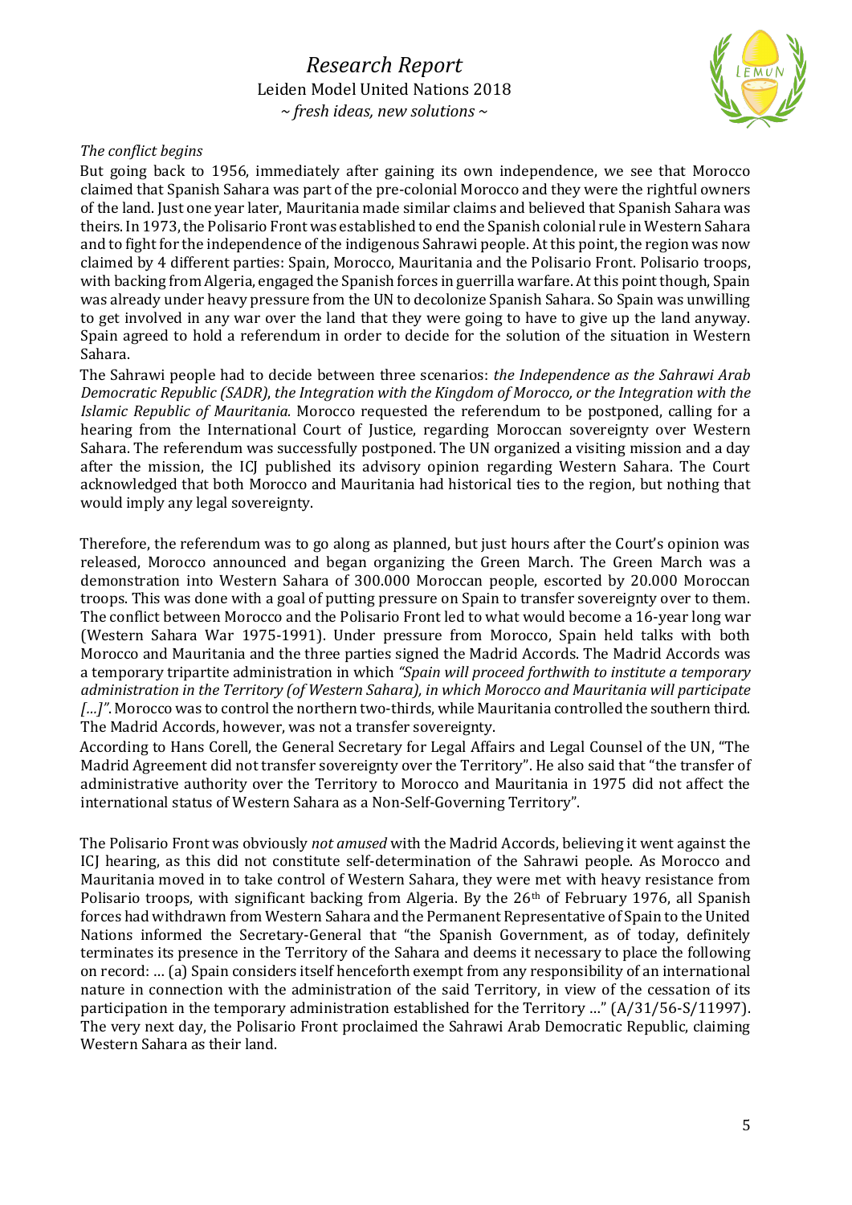*The conflict begins*

But going back to 1956, immediately after gaining its own independence, we see that Morocco claimed that Spanish Sahara was part of the pre-colonial Morocco and they were the rightful owners of the land. Just one year later, Mauritania made similar claims and believed that Spanish Sahara was theirs. In 1973, the Polisario Front was established to end the Spanish colonial rule in Western Sahara and to fight for the independence of the indigenous Sahrawi people. At this point, the region was now claimed by 4 different parties: Spain, Morocco, Mauritania and the Polisario Front. Polisario troops, with backing from Algeria, engaged the Spanish forces in guerrilla warfare. At this point though, Spain was already under heavy pressure from the UN to decolonize Spanish Sahara. So Spain was unwilling to get involved in any war over the land that they were going to have to give up the land anyway. Spain agreed to hold a referendum in order to decide for the solution of the situation in Western Sahara.

The Sahrawi people had to decide between three scenarios: *the Independence as the Sahrawi Arab Democratic Republic (SADR), the Integration with the Kingdom of Morocco, or the Integration with the Islamic Republic of Mauritania.* Morocco requested the referendum to be postponed, calling for a hearing from the International Court of Justice, regarding Moroccan sovereignty over Western Sahara. The referendum was successfully postponed. The UN organized a visiting mission and a day after the mission, the ICJ published its advisory opinion regarding Western Sahara. The Court acknowledged that both Morocco and Mauritania had historical ties to the region, but nothing that would imply any legal sovereignty.

Therefore, the referendum was to go along as planned, but just hours after the Court's opinion was released, Morocco announced and began organizing the Green March. The Green March was a demonstration into Western Sahara of 300.000 Moroccan people, escorted by 20.000 Moroccan troops. This was done with a goal of putting pressure on Spain to transfer sovereignty over to them. The conflict between Morocco and the Polisario Front led to what would become a 16-year long war (Western Sahara War 1975-1991). Under pressure from Morocco, Spain held talks with both Morocco and Mauritania and the three parties signed the Madrid Accords. The Madrid Accords was a temporary tripartite administration in which *"Spain will proceed forthwith to institute a temporary administration in the Territory (of Western Sahara), in which Morocco and Mauritania will participate […]"*. Morocco was to control the northern two-thirds, while Mauritania controlled the southern third. The Madrid Accords, however, was not a transfer sovereignty.

According to Hans Corell, the General Secretary for Legal Affairs and Legal Counsel of the UN, "The Madrid Agreement did not transfer sovereignty over the Territory". He also said that "the transfer of administrative authority over the Territory to Morocco and Mauritania in 1975 did not affect the international status of Western Sahara as a Non-Self-Governing Territory".

The Polisario Front was obviously *not amused* with the Madrid Accords, believing it went against the ICJ hearing, as this did not constitute self-determination of the Sahrawi people. As Morocco and Mauritania moved in to take control of Western Sahara, they were met with heavy resistance from Polisario troops, with significant backing from Algeria. By the 26th of February 1976, all Spanish forces had withdrawn from Western Sahara and the Permanent Representative of Spain to the United Nations informed the Secretary-General that "the Spanish Government, as of today, definitely terminates its presence in the Territory of the Sahara and deems it necessary to place the following on record: … (a) Spain considers itself henceforth exempt from any responsibility of an international nature in connection with the administration of the said Territory, in view of the cessation of its participation in the temporary administration established for the Territory …" (A/31/56-S/11997). The very next day, the Polisario Front proclaimed the Sahrawi Arab Democratic Republic, claiming Western Sahara as their land.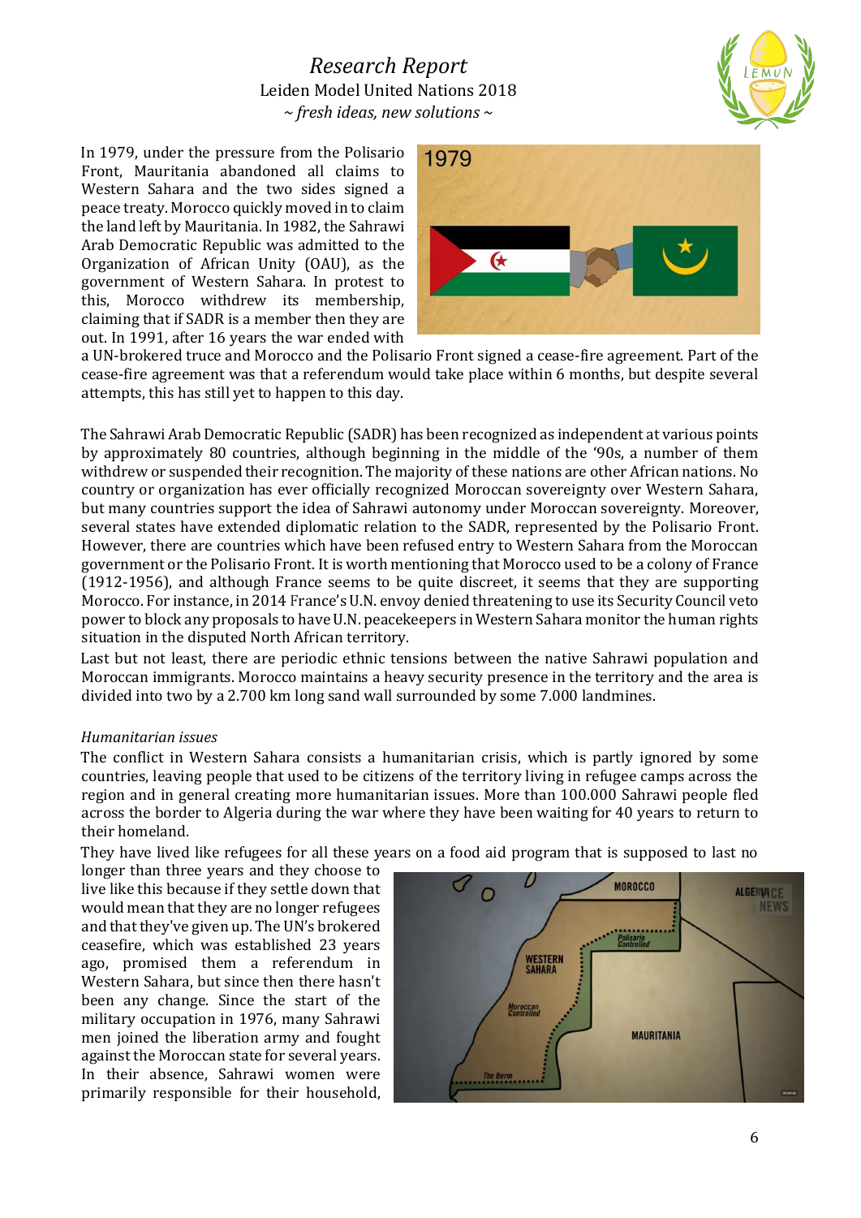In 1979, under the pressure from the Polisario Front, Mauritania abandoned all claims to Western Sahara and the two sides signed a peace treaty. Morocco quickly moved in to claim the land left by Mauritania. In 1982, the Sahrawi Arab Democratic Republic was admitted to the Organization of African Unity (OAU), as the government of Western Sahara. In protest to this, Morocco withdrew its membership, claiming that if SADR is a member then they are out. In 1991, after 16 years the war ended with a UN-brokered truce and Morocco and the Polisario Front signed a cease-fire agreement. Part of the cease-fire agreement was that a referendum would take place within 6 months, but despite several attempts, this has still yet to happen to this day.

The Sahrawi Arab Democratic Republic (SADR) has been recognized as independent at various points by approximately 80 countries, although beginning in the middle of the '90s, a number of them withdrew or suspended their recognition. The majority of these nations are other African nations. No country or organization has ever officially recognized Moroccan sovereignty over Western Sahara, but many countries support the idea of Sahrawi autonomy under Moroccan sovereignty. Moreover, several states have extended diplomatic relation to the SADR, represented by the Polisario Front. However, there are countries which have been refused entry to Western Sahara from the Moroccan government or the Polisario Front. It is worth mentioning that Morocco used to be a colony of France (1912-1956), and although France seems to be quite discreet, it seems that they are supporting Morocco. For instance, in 2014 France's U.N. envoy denied threatening to use its Security Council veto power to block any proposals to have U.N. peacekeepers in Western Sahara monitor the human rights situation in the disputed North African territory.

Last but not least, there are periodic ethnic tensions between the native Sahrawi population and Moroccan immigrants. Morocco maintains a heavy security presence in the territory and the area is divided into two by a 2.700 km long sand wall surrounded by some 7.000 landmines.

*Humanitarian issues*

The conflict in Western Sahara consists a humanitarian crisis, which is partly ignored by some countries, leaving people that used to be citizens of the territory living in refugee camps across the region and in general creating more humanitarian issues. More than 100.000 Sahrawi people fled across the border to Algeria during the war where they have been waiting for 40 years to return to their homeland.

They have lived like refugees for all these years on a food aid program that is supposed to last no longer than three years and they choose to live like this because if they settle down that would mean that they are no longer refugees and that they've given up. The UN's brokered ceasefire, which was established 23 years ago, promised them a referendum in Western Sahara, but since then there hasn't been any change. Since the start of the military occupation in 1976, many Sahrawi men joined the liberation army and fought against the Moroccan state for several years. In their absence, Sahrawi women were primarily responsible for their household,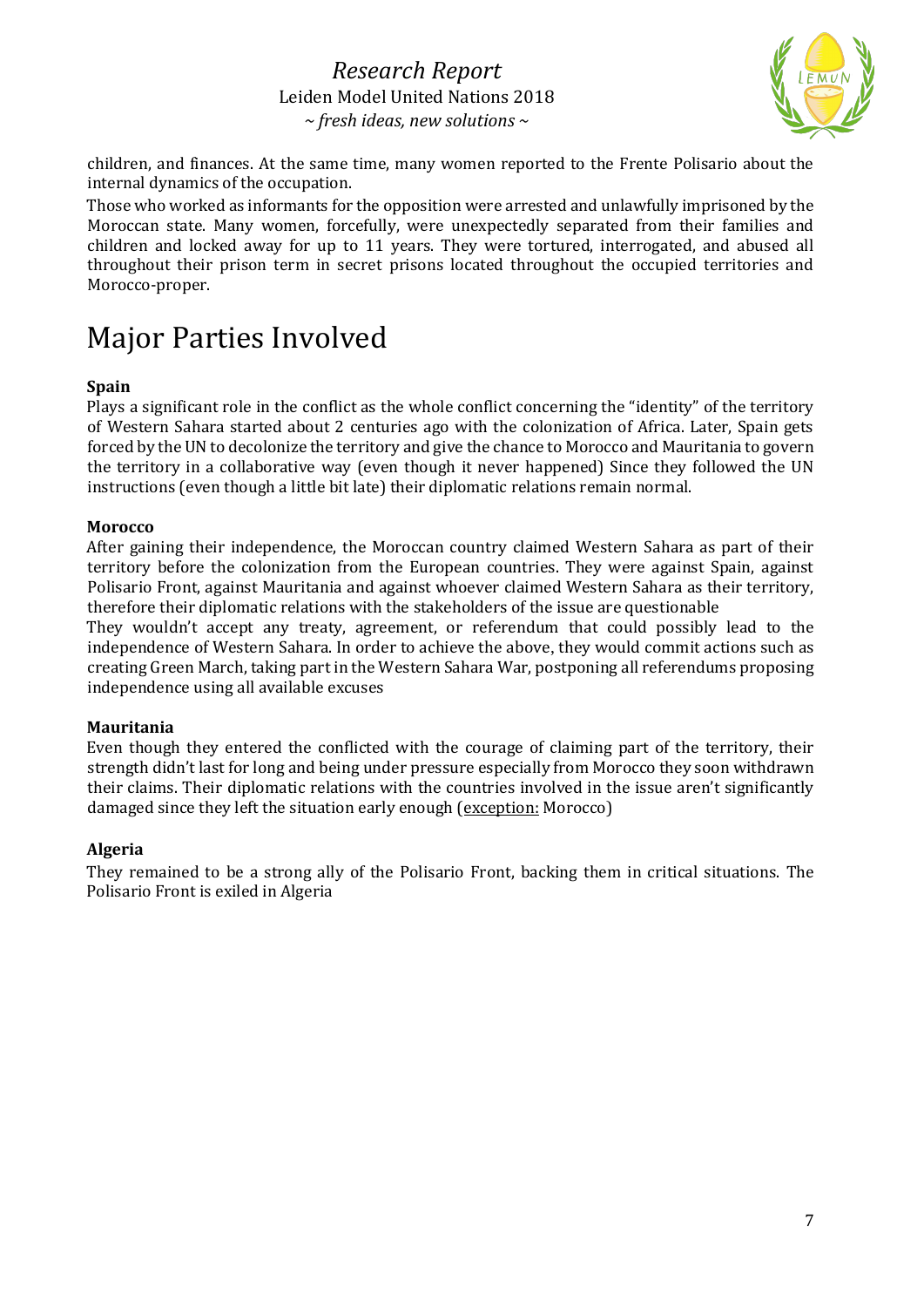children, and finances. At the same time, many women reported to the Frente Polisario about the internal dynamics of the occupation.

Those who worked as informants for the opposition were arrested and unlawfully imprisoned by the Moroccan state. Many women, forcefully, were unexpectedly separated from their families and children and locked away for up to 11 years. They were tortured, interrogated, and abused all throughout their prison term in secret prisons located throughout the occupied territories and Morocco-proper.

# Major Parties Involved

**Spain**

Plays a significant role in the conflict as the whole conflict concerning the "identity" of the territory of Western Sahara started about 2 centuries ago with the colonization of Africa. Later, Spain gets forced by the UN to decolonize the territory and give the chance to Morocco and Mauritania to govern the territory in a collaborative way (even though it never happened) Since they followed the UN instructions (even though a little bit late) their diplomatic relations remain normal.

**Morocco**

After gaining their independence, the Moroccan country claimed Western Sahara as part of their territory before the colonization from the European countries. They were against Spain, against Polisario Front, against Mauritania and against whoever claimed Western Sahara as their territory, therefore their diplomatic relations with the stakeholders of the issue are questionable

They wouldn't accept any treaty, agreement, or referendum that could possibly lead to the independence of Western Sahara. In order to achieve the above, they would commit actions such as creating Green March, taking part in the Western Sahara War, postponing all referendums proposing independence using all available excuses

**Mauritania**

Even though they entered the conflicted with the courage of claiming part of the territory, their strength didn't last for long and being under pressure especially from Morocco they soon withdrawn their claims. Their diplomatic relations with the countries involved in the issue aren't significantly damaged since they left the situation early enough (exception: Morocco)

**Algeria**

They remained to be a strong ally of the Polisario Front, backing them in critical situations. The Polisario Front is exiled in Algeria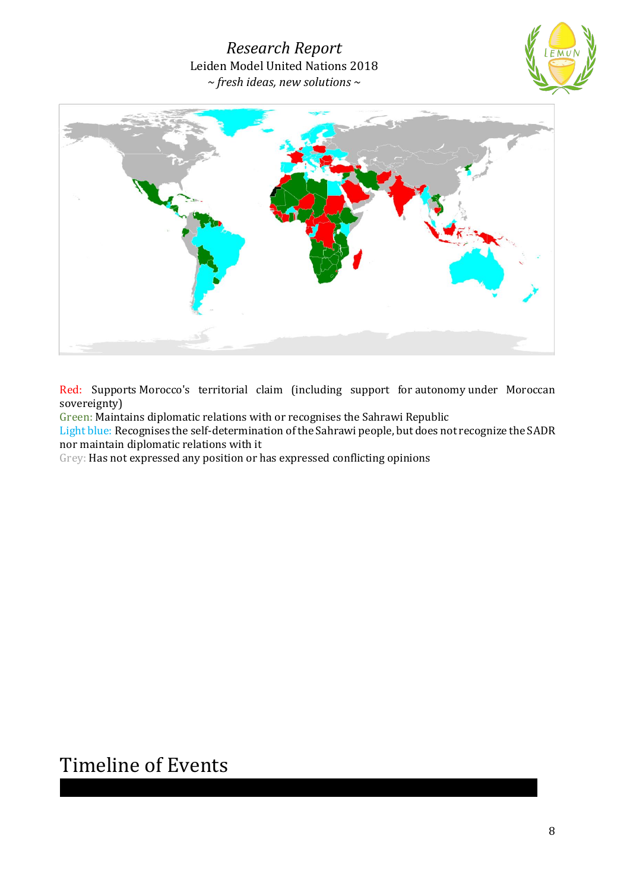Red: Supports Morocco's territorial claim (including support for autonomy under Moroccan sovereignty)
Green: Maintains diplomatic relations with or recognises the Sahrawi Republic
Light blue: Recognises the self-determination of the Sahrawi people, but does not recognize the SADR nor maintain diplomatic relations with it
Grey: Has not expressed any position or has expressed conflicting opinions

# Timeline of Events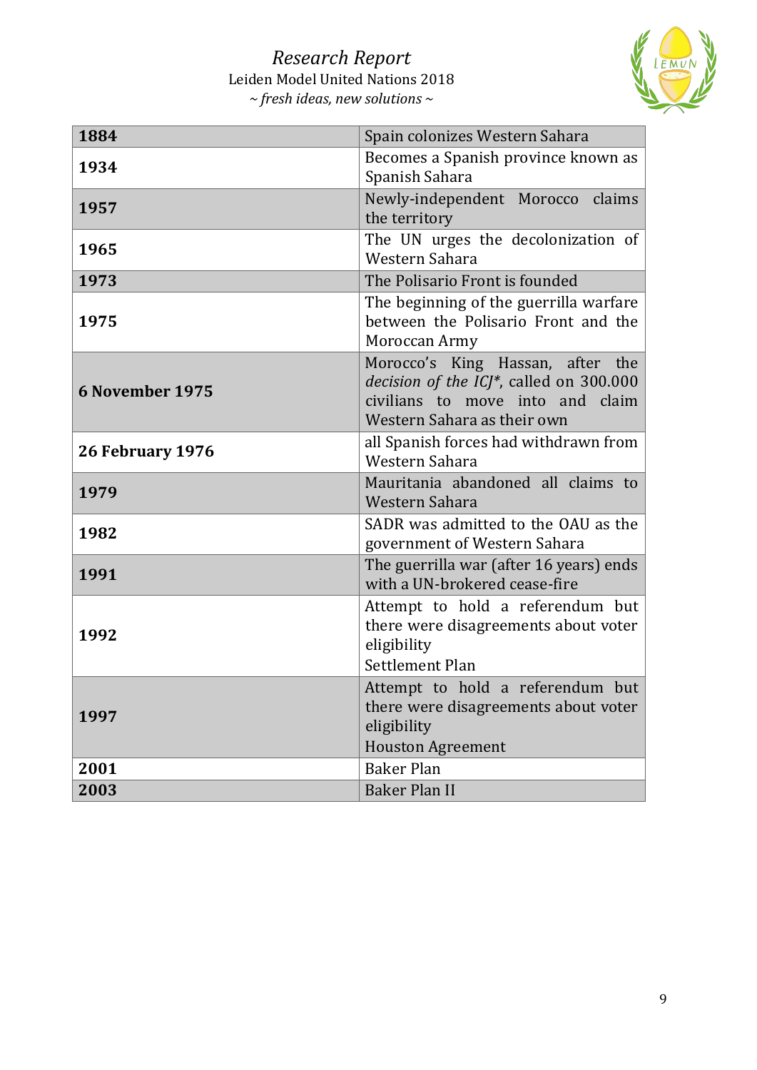| | |
|---|---|
| **1884** | Spain colonizes Western Sahara |
| **1934** | Becomes a Spanish province known as Spanish Sahara |
| **1957** | Newly-independent Morocco claims the territory |
| **1965** | The UN urges the decolonization of Western Sahara |
| **1973** | The Polisario Front is founded |
| **1975** | The beginning of the guerrilla warfare between the Polisario Front and the Moroccan Army |
| **6 November 1975** | Morocco's King Hassan, after the *decision of the ICJ**, called on 300.000 civilians to move into and claim Western Sahara as their own |
| **26 February 1976** | all Spanish forces had withdrawn from Western Sahara |
| **1979** | Mauritania abandoned all claims to Western Sahara |
| **1982** | SADR was admitted to the OAU as the government of Western Sahara |
| **1991** | The guerrilla war (after 16 years) ends with a UN-brokered cease-fire |
| **1992** | Attempt to hold a referendum but there were disagreements about voter eligibility<br>Settlement Plan |
| **1997** | Attempt to hold a referendum but there were disagreements about voter eligibility<br>Houston Agreement |
| **2001** | Baker Plan |
| **2003** | Baker Plan II |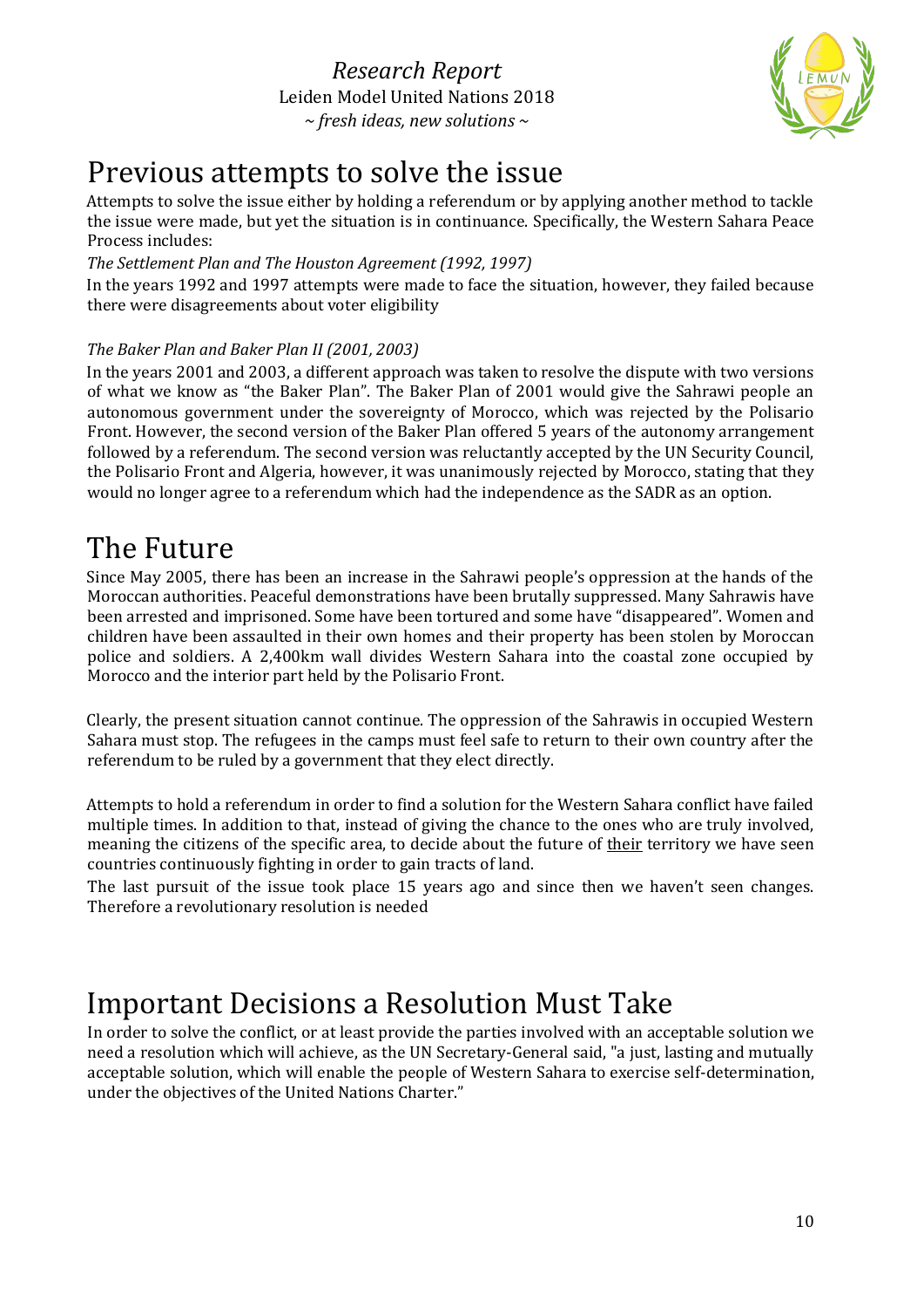# Previous attempts to solve the issue

Attempts to solve the issue either by holding a referendum or by applying another method to tackle the issue were made, but yet the situation is in continuance. Specifically, the Western Sahara Peace Process includes:

*The Settlement Plan and The Houston Agreement (1992, 1997)*

In the years 1992 and 1997 attempts were made to face the situation, however, they failed because there were disagreements about voter eligibility

*The Baker Plan and Baker Plan II (2001, 2003)*

In the years 2001 and 2003, a different approach was taken to resolve the dispute with two versions of what we know as "the Baker Plan". The Baker Plan of 2001 would give the Sahrawi people an autonomous government under the sovereignty of Morocco, which was rejected by the Polisario Front. However, the second version of the Baker Plan offered 5 years of the autonomy arrangement followed by a referendum. The second version was reluctantly accepted by the UN Security Council, the Polisario Front and Algeria, however, it was unanimously rejected by Morocco, stating that they would no longer agree to a referendum which had the independence as the SADR as an option.

# The Future

Since May 2005, there has been an increase in the Sahrawi people's oppression at the hands of the Moroccan authorities. Peaceful demonstrations have been brutally suppressed. Many Sahrawis have been arrested and imprisoned. Some have been tortured and some have "disappeared". Women and children have been assaulted in their own homes and their property has been stolen by Moroccan police and soldiers. A 2,400km wall divides Western Sahara into the coastal zone occupied by Morocco and the interior part held by the Polisario Front.

Clearly, the present situation cannot continue. The oppression of the Sahrawis in occupied Western Sahara must stop. The refugees in the camps must feel safe to return to their own country after the referendum to be ruled by a government that they elect directly.

Attempts to hold a referendum in order to find a solution for the Western Sahara conflict have failed multiple times. In addition to that, instead of giving the chance to the ones who are truly involved, meaning the citizens of the specific area, to decide about the future of <u>their</u> territory we have seen countries continuously fighting in order to gain tracts of land.

The last pursuit of the issue took place 15 years ago and since then we haven't seen changes. Therefore a revolutionary resolution is needed

# Important Decisions a Resolution Must Take

In order to solve the conflict, or at least provide the parties involved with an acceptable solution we need a resolution which will achieve, as the UN Secretary-General said, "a just, lasting and mutually acceptable solution, which will enable the people of Western Sahara to exercise self-determination, under the objectives of the United Nations Charter."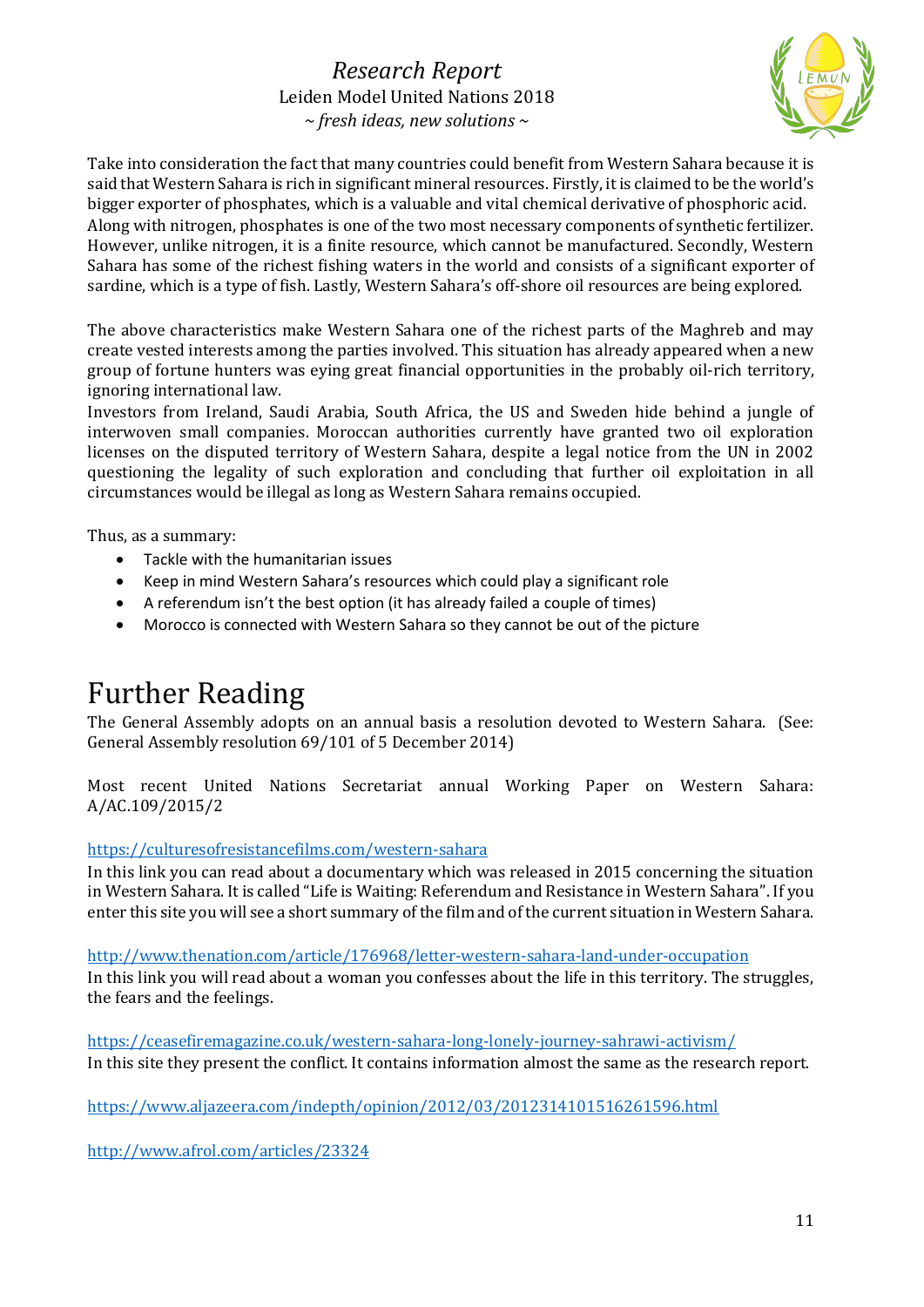Take into consideration the fact that many countries could benefit from Western Sahara because it is said that Western Sahara is rich in significant mineral resources. Firstly, it is claimed to be the world's bigger exporter of phosphates, which is a valuable and vital chemical derivative of phosphoric acid. Along with nitrogen, phosphates is one of the two most necessary components of synthetic fertilizer. However, unlike nitrogen, it is a finite resource, which cannot be manufactured. Secondly, Western Sahara has some of the richest fishing waters in the world and consists of a significant exporter of sardine, which is a type of fish. Lastly, Western Sahara's off-shore oil resources are being explored.

The above characteristics make Western Sahara one of the richest parts of the Maghreb and may create vested interests among the parties involved. This situation has already appeared when a new group of fortune hunters was eying great financial opportunities in the probably oil-rich territory, ignoring international law.
Investors from Ireland, Saudi Arabia, South Africa, the US and Sweden hide behind a jungle of interwoven small companies. Moroccan authorities currently have granted two oil exploration licenses on the disputed territory of Western Sahara, despite a legal notice from the UN in 2002 questioning the legality of such exploration and concluding that further oil exploitation in all circumstances would be illegal as long as Western Sahara remains occupied.

Thus, as a summary:

- Tackle with the humanitarian issues
- Keep in mind Western Sahara's resources which could play a significant role
- A referendum isn't the best option (it has already failed a couple of times)
- Morocco is connected with Western Sahara so they cannot be out of the picture

# Further Reading

The General Assembly adopts on an annual basis a resolution devoted to Western Sahara. (See: General Assembly resolution 69/101 of 5 December 2014)

Most recent United Nations Secretariat annual Working Paper on Western Sahara: A/AC.109/2015/2

https://culturesofresistancefilms.com/western-sahara
In this link you can read about a documentary which was released in 2015 concerning the situation in Western Sahara. It is called "Life is Waiting: Referendum and Resistance in Western Sahara". If you enter this site you will see a short summary of the film and of the current situation in Western Sahara.

http://www.thenation.com/article/176968/letter-western-sahara-land-under-occupation
In this link you will read about a woman you confesses about the life in this territory. The struggles, the fears and the feelings.

https://ceasefiremagazine.co.uk/western-sahara-long-lonely-journey-sahrawi-activism/
In this site they present the conflict. It contains information almost the same as the research report.

https://www.aljazeera.com/indepth/opinion/2012/03/2012314101516261596.html

http://www.afrol.com/articles/23324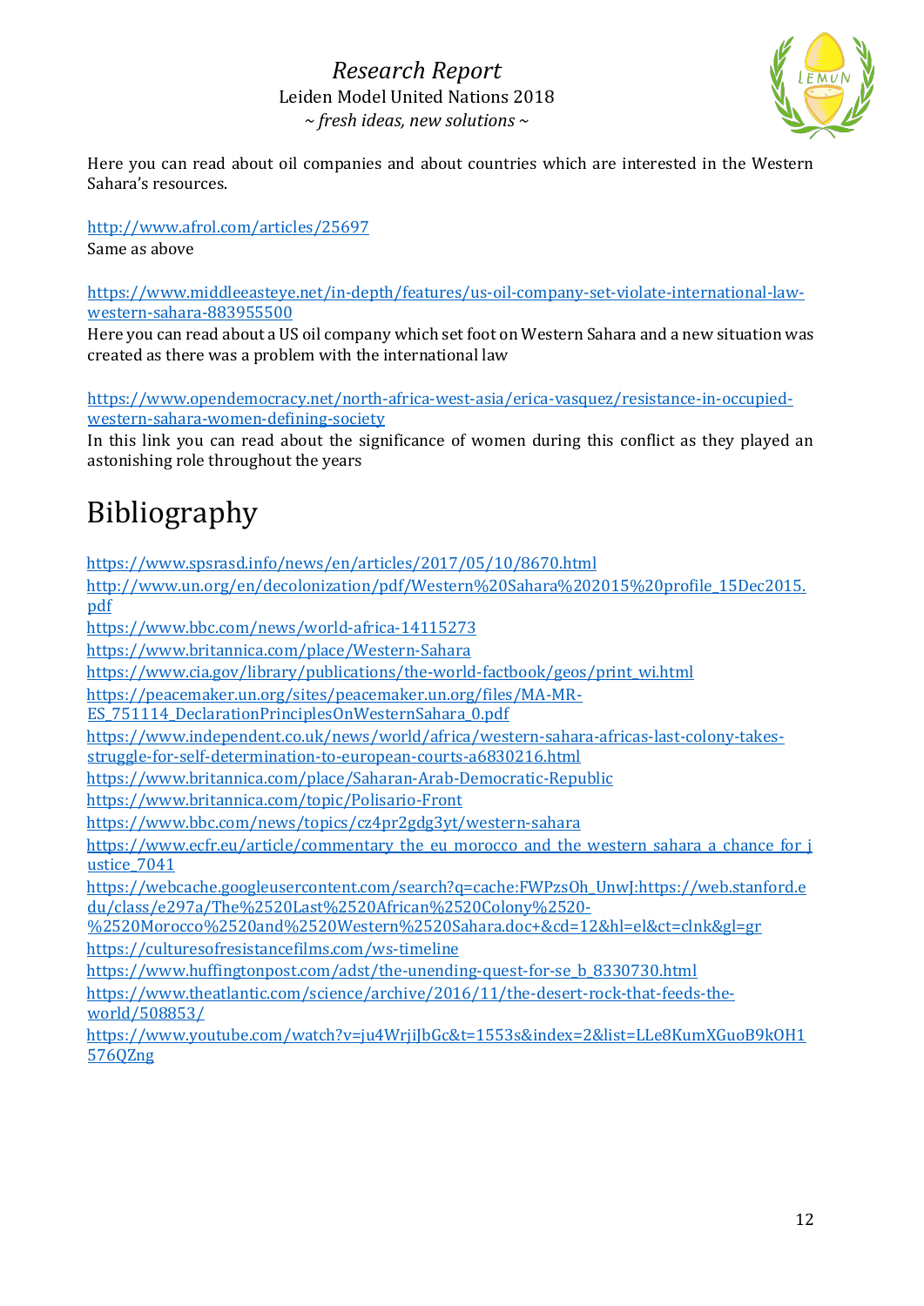Here you can read about oil companies and about countries which are interested in the Western Sahara's resources.

http://www.afrol.com/articles/25697
Same as above

https://www.middleeasteye.net/in-depth/features/us-oil-company-set-violate-international-law-western-sahara-883955500
Here you can read about a US oil company which set foot on Western Sahara and a new situation was created as there was a problem with the international law

https://www.opendemocracy.net/north-africa-west-asia/erica-vasquez/resistance-in-occupied-western-sahara-women-defining-society
In this link you can read about the significance of women during this conflict as they played an astonishing role throughout the years

# Bibliography

https://www.spsrasd.info/news/en/articles/2017/05/10/8670.html
http://www.un.org/en/decolonization/pdf/Western%20Sahara%202015%20profile_15Dec2015.pdf
https://www.bbc.com/news/world-africa-14115273
https://www.britannica.com/place/Western-Sahara
https://www.cia.gov/library/publications/the-world-factbook/geos/print_wi.html
https://peacemaker.un.org/sites/peacemaker.un.org/files/MA-MR-ES_751114_DeclarationPrinciplesOnWesternSahara_0.pdf
https://www.independent.co.uk/news/world/africa/western-sahara-africas-last-colony-takes-struggle-for-self-determination-to-european-courts-a6830216.html
https://www.britannica.com/place/Saharan-Arab-Democratic-Republic
https://www.britannica.com/topic/Polisario-Front
https://www.bbc.com/news/topics/cz4pr2gdg3yt/western-sahara
https://www.ecfr.eu/article/commentary_the_eu_morocco_and_the_western_sahara_a_chance_for_justice_7041
https://webcache.googleusercontent.com/search?q=cache:FWPzsOh_UnwJ:https://web.stanford.edu/class/e297a/The%2520Last%2520African%2520Colony%2520-%2520Morocco%2520and%2520Western%2520Sahara.doc+&cd=12&hl=el&ct=clnk&gl=gr
https://culturesofresistancefilms.com/ws-timeline
https://www.huffingtonpost.com/adst/the-unending-quest-for-se_b_8330730.html
https://www.theatlantic.com/science/archive/2016/11/the-desert-rock-that-feeds-the-world/508853/
https://www.youtube.com/watch?v=ju4WrjiJbGc&t=1553s&index=2&list=LLe8KumXGuoB9kOH1576QZng